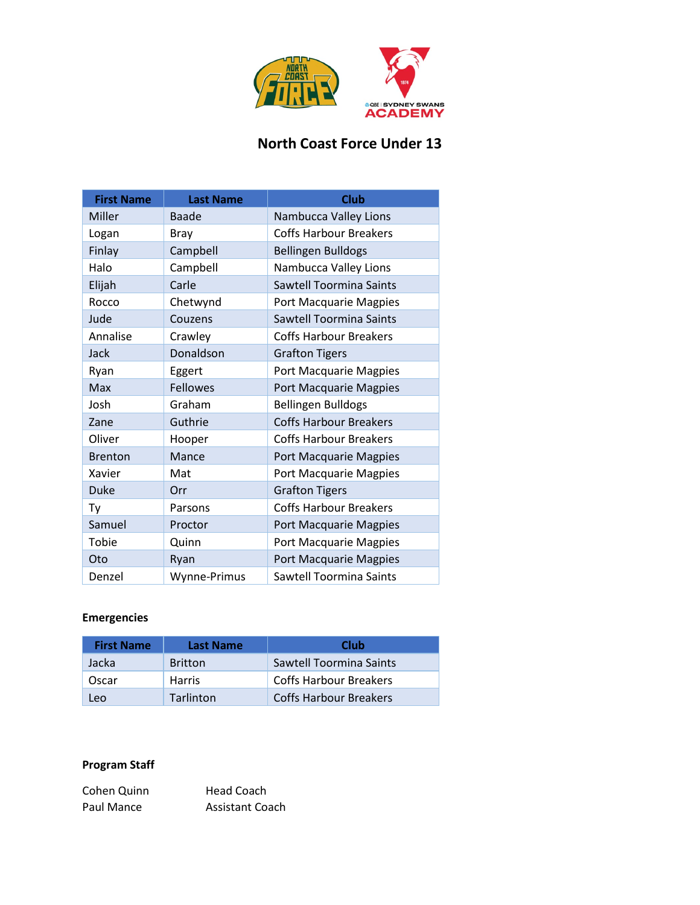# North Coast Force Under 13

| First Name | Last Name | Club |
|---|---|---|
| Miller | Baade | Nambucca Valley Lions |
| Logan | Bray | Coffs Harbour Breakers |
| Finlay | Campbell | Bellingen Bulldogs |
| Halo | Campbell | Nambucca Valley Lions |
| Elijah | Carle | Sawtell Toormina Saints |
| Rocco | Chetwynd | Port Macquarie Magpies |
| Jude | Couzens | Sawtell Toormina Saints |
| Annalise | Crawley | Coffs Harbour Breakers |
| Jack | Donaldson | Grafton Tigers |
| Ryan | Eggert | Port Macquarie Magpies |
| Max | Fellowes | Port Macquarie Magpies |
| Josh | Graham | Bellingen Bulldogs |
| Zane | Guthrie | Coffs Harbour Breakers |
| Oliver | Hooper | Coffs Harbour Breakers |
| Brenton | Mance | Port Macquarie Magpies |
| Xavier | Mat | Port Macquarie Magpies |
| Duke | Orr | Grafton Tigers |
| Ty | Parsons | Coffs Harbour Breakers |
| Samuel | Proctor | Port Macquarie Magpies |
| Tobie | Quinn | Port Macquarie Magpies |
| Oto | Ryan | Port Macquarie Magpies |
| Denzel | Wynne-Primus | Sawtell Toormina Saints |

**Emergencies**

| First Name | Last Name | Club |
|---|---|---|
| Jacka | Britton | Sawtell Toormina Saints |
| Oscar | Harris | Coffs Harbour Breakers |
| Leo | Tarlinton | Coffs Harbour Breakers |

**Program Staff**

Cohen Quinn — Head Coach
Paul Mance — Assistant Coach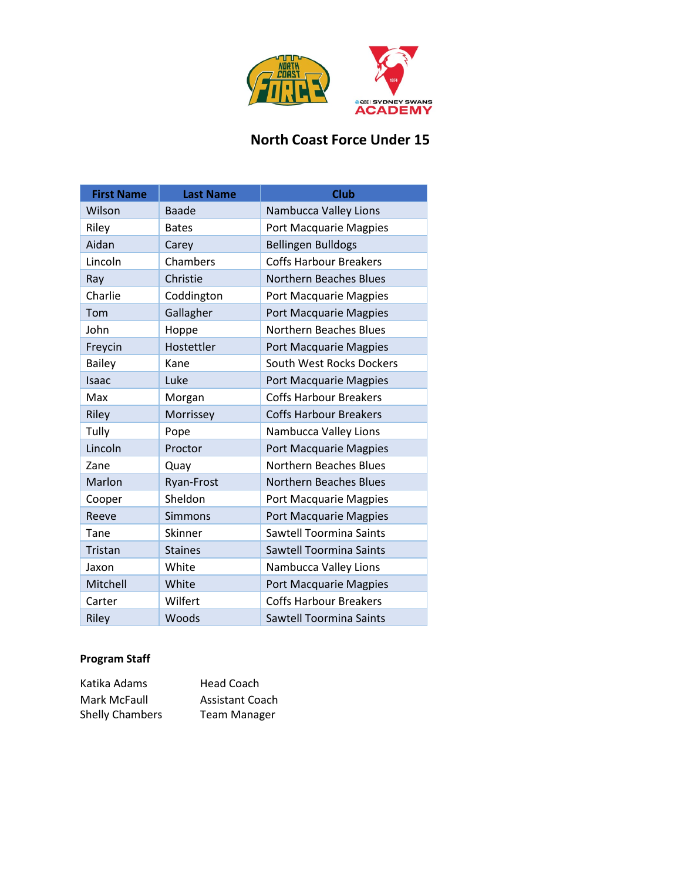## North Coast Force Under 15

| First Name | Last Name | Club |
|---|---|---|
| Wilson | Baade | Nambucca Valley Lions |
| Riley | Bates | Port Macquarie Magpies |
| Aidan | Carey | Bellingen Bulldogs |
| Lincoln | Chambers | Coffs Harbour Breakers |
| Ray | Christie | Northern Beaches Blues |
| Charlie | Coddington | Port Macquarie Magpies |
| Tom | Gallagher | Port Macquarie Magpies |
| John | Hoppe | Northern Beaches Blues |
| Freycin | Hostettler | Port Macquarie Magpies |
| Bailey | Kane | South West Rocks Dockers |
| Isaac | Luke | Port Macquarie Magpies |
| Max | Morgan | Coffs Harbour Breakers |
| Riley | Morrissey | Coffs Harbour Breakers |
| Tully | Pope | Nambucca Valley Lions |
| Lincoln | Proctor | Port Macquarie Magpies |
| Zane | Quay | Northern Beaches Blues |
| Marlon | Ryan-Frost | Northern Beaches Blues |
| Cooper | Sheldon | Port Macquarie Magpies |
| Reeve | Simmons | Port Macquarie Magpies |
| Tane | Skinner | Sawtell Toormina Saints |
| Tristan | Staines | Sawtell Toormina Saints |
| Jaxon | White | Nambucca Valley Lions |
| Mitchell | White | Port Macquarie Magpies |
| Carter | Wilfert | Coffs Harbour Breakers |
| Riley | Woods | Sawtell Toormina Saints |

**Program Staff**

| | |
|---|---|
| Katika Adams | Head Coach |
| Mark McFaull | Assistant Coach |
| Shelly Chambers | Team Manager |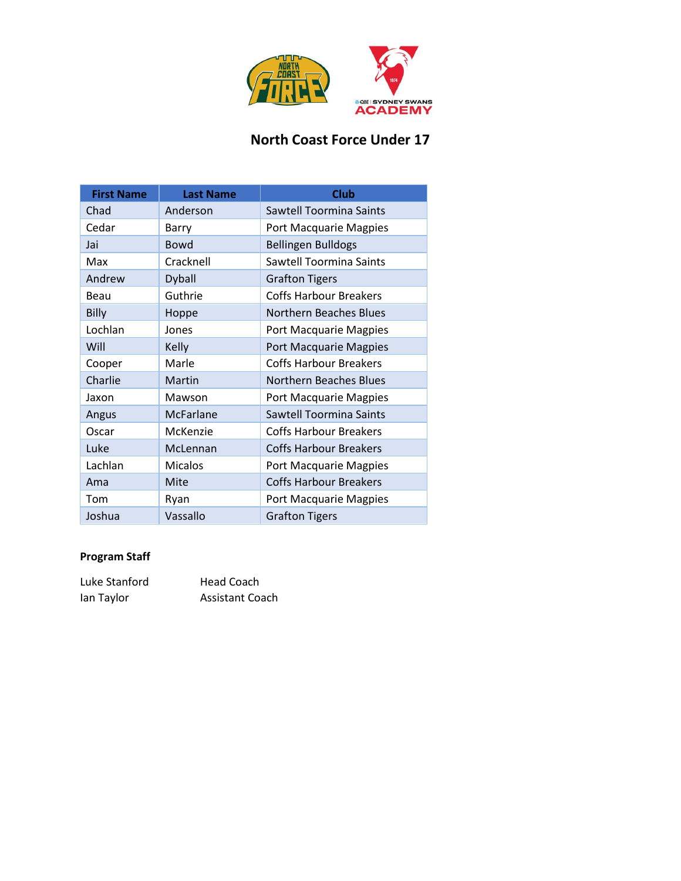# North Coast Force Under 17

| First Name | Last Name | Club |
|---|---|---|
| Chad | Anderson | Sawtell Toormina Saints |
| Cedar | Barry | Port Macquarie Magpies |
| Jai | Bowd | Bellingen Bulldogs |
| Max | Cracknell | Sawtell Toormina Saints |
| Andrew | Dyball | Grafton Tigers |
| Beau | Guthrie | Coffs Harbour Breakers |
| Billy | Hoppe | Northern Beaches Blues |
| Lochlan | Jones | Port Macquarie Magpies |
| Will | Kelly | Port Macquarie Magpies |
| Cooper | Marle | Coffs Harbour Breakers |
| Charlie | Martin | Northern Beaches Blues |
| Jaxon | Mawson | Port Macquarie Magpies |
| Angus | McFarlane | Sawtell Toormina Saints |
| Oscar | McKenzie | Coffs Harbour Breakers |
| Luke | McLennan | Coffs Harbour Breakers |
| Lachlan | Micalos | Port Macquarie Magpies |
| Ama | Mite | Coffs Harbour Breakers |
| Tom | Ryan | Port Macquarie Magpies |
| Joshua | Vassallo | Grafton Tigers |

**Program Staff**

| | |
|---|---|
| Luke Stanford | Head Coach |
| Ian Taylor | Assistant Coach |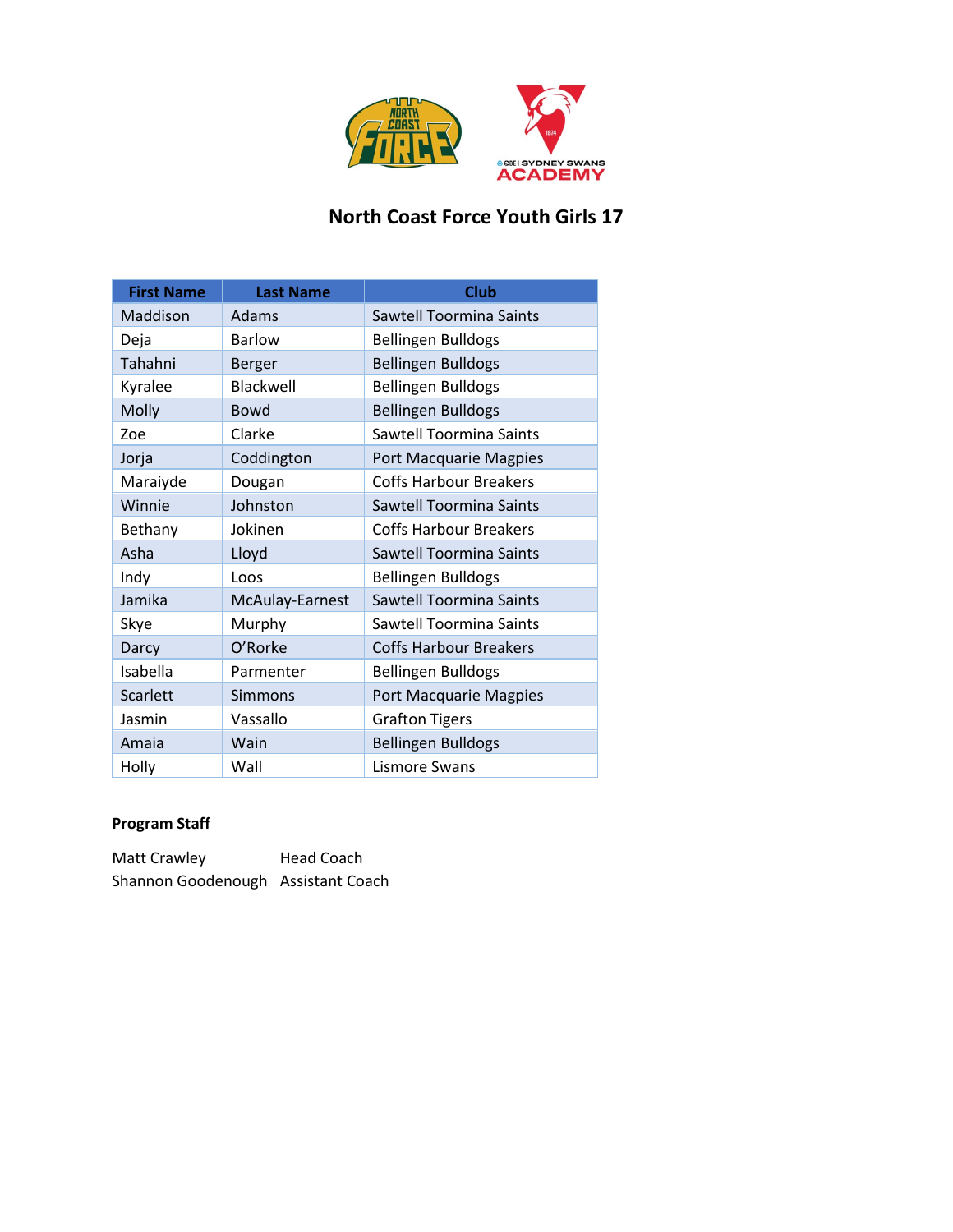# North Coast Force Youth Girls 17

| First Name | Last Name | Club |
| --- | --- | --- |
| Maddison | Adams | Sawtell Toormina Saints |
| Deja | Barlow | Bellingen Bulldogs |
| Tahahni | Berger | Bellingen Bulldogs |
| Kyralee | Blackwell | Bellingen Bulldogs |
| Molly | Bowd | Bellingen Bulldogs |
| Zoe | Clarke | Sawtell Toormina Saints |
| Jorja | Coddington | Port Macquarie Magpies |
| Maraiyde | Dougan | Coffs Harbour Breakers |
| Winnie | Johnston | Sawtell Toormina Saints |
| Bethany | Jokinen | Coffs Harbour Breakers |
| Asha | Lloyd | Sawtell Toormina Saints |
| Indy | Loos | Bellingen Bulldogs |
| Jamika | McAulay-Earnest | Sawtell Toormina Saints |
| Skye | Murphy | Sawtell Toormina Saints |
| Darcy | O'Rorke | Coffs Harbour Breakers |
| Isabella | Parmenter | Bellingen Bulldogs |
| Scarlett | Simmons | Port Macquarie Magpies |
| Jasmin | Vassallo | Grafton Tigers |
| Amaia | Wain | Bellingen Bulldogs |
| Holly | Wall | Lismore Swans |

**Program Staff**

Matt Crawley — Head Coach
Shannon Goodenough — Assistant Coach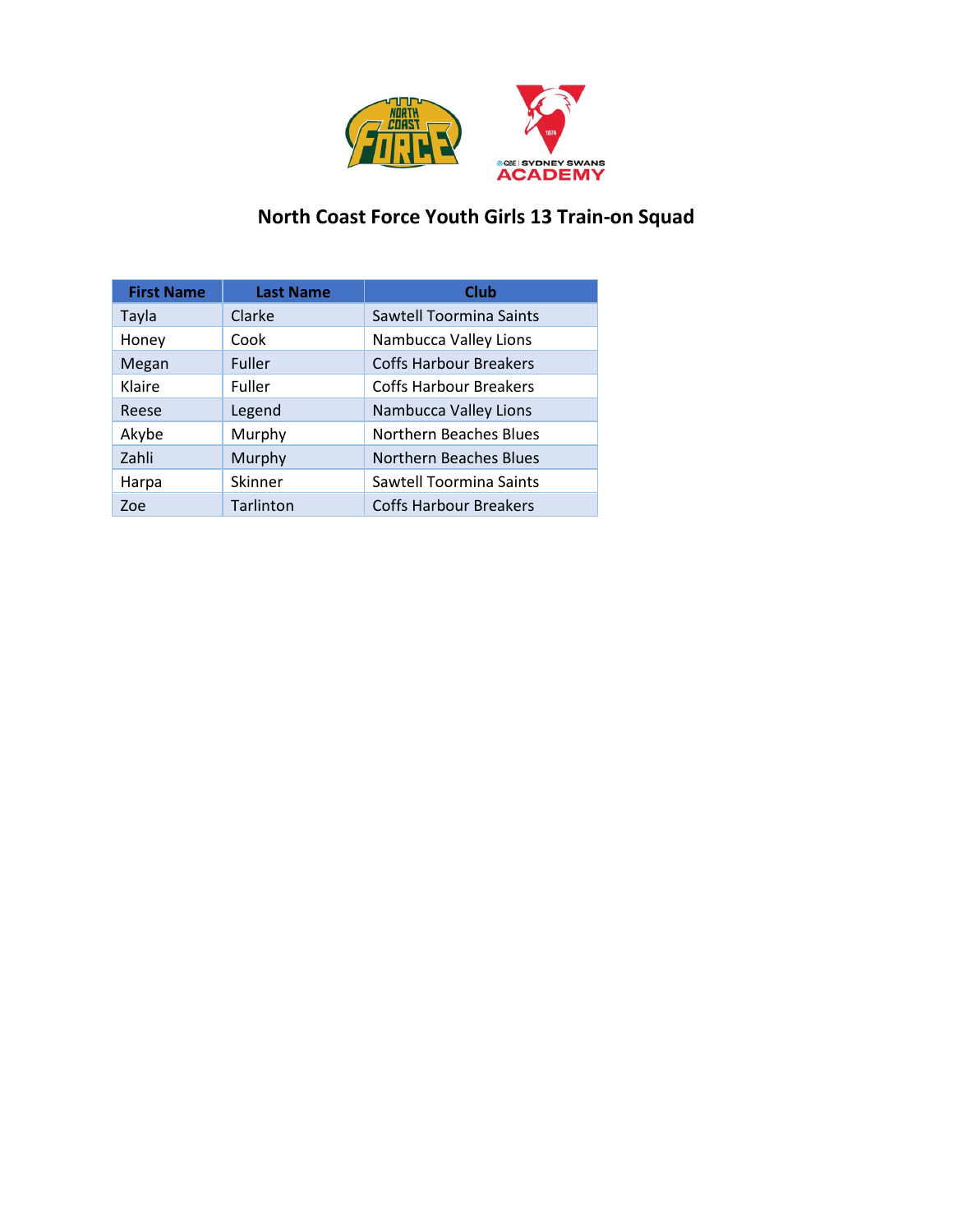## North Coast Force Youth Girls 13 Train-on Squad

| First Name | Last Name | Club |
| --- | --- | --- |
| Tayla | Clarke | Sawtell Toormina Saints |
| Honey | Cook | Nambucca Valley Lions |
| Megan | Fuller | Coffs Harbour Breakers |
| Klaire | Fuller | Coffs Harbour Breakers |
| Reese | Legend | Nambucca Valley Lions |
| Akybe | Murphy | Northern Beaches Blues |
| Zahli | Murphy | Northern Beaches Blues |
| Harpa | Skinner | Sawtell Toormina Saints |
| Zoe | Tarlinton | Coffs Harbour Breakers |